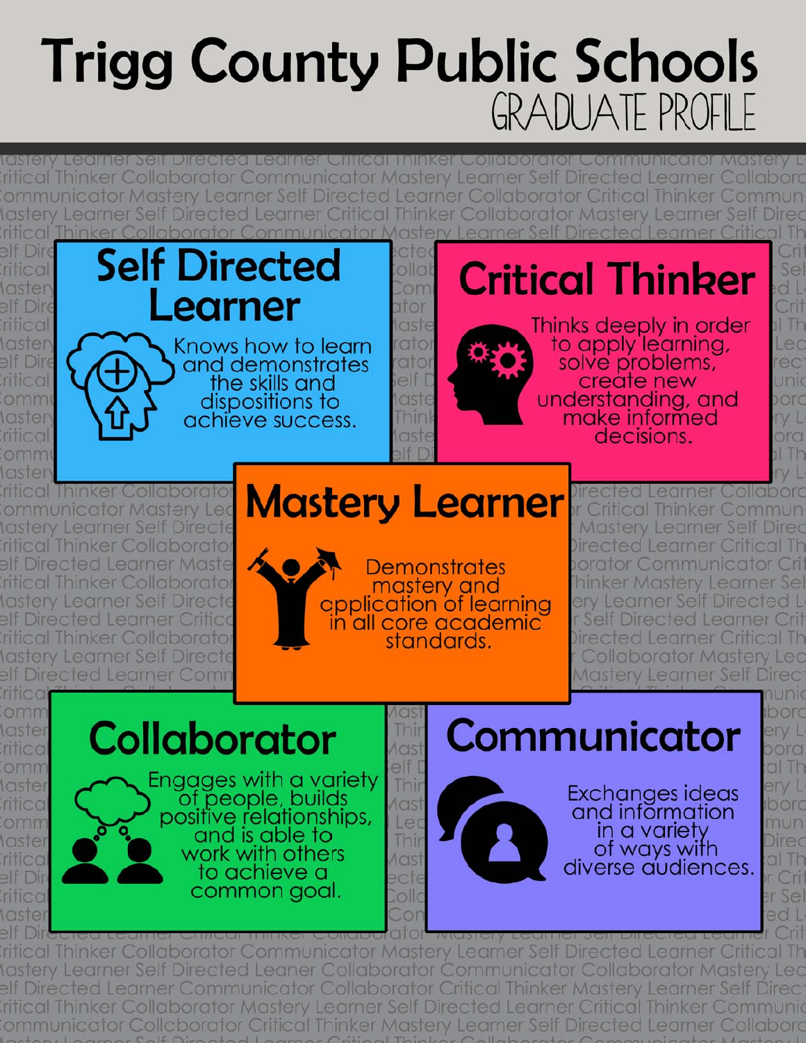# Trigg County Public Schools

## GRADUATE PROFILE

### Self Directed Learner

Knows how to learn and demonstrates the skills and dispositions to achieve success.

### Critical Thinker

Thinks deeply in order to apply learning, solve problems, create new understanding, and make informed decisions.

### Mastery Learner

Demonstrates mastery and cpplication of learning in all core academic standards.

### Collaborator

Engages with a variety of people, builds positive relationships, and is able to work with others to achieve a common goal.

### Communicator

Exchanges ideas and information in a variety of ways with diverse audiences.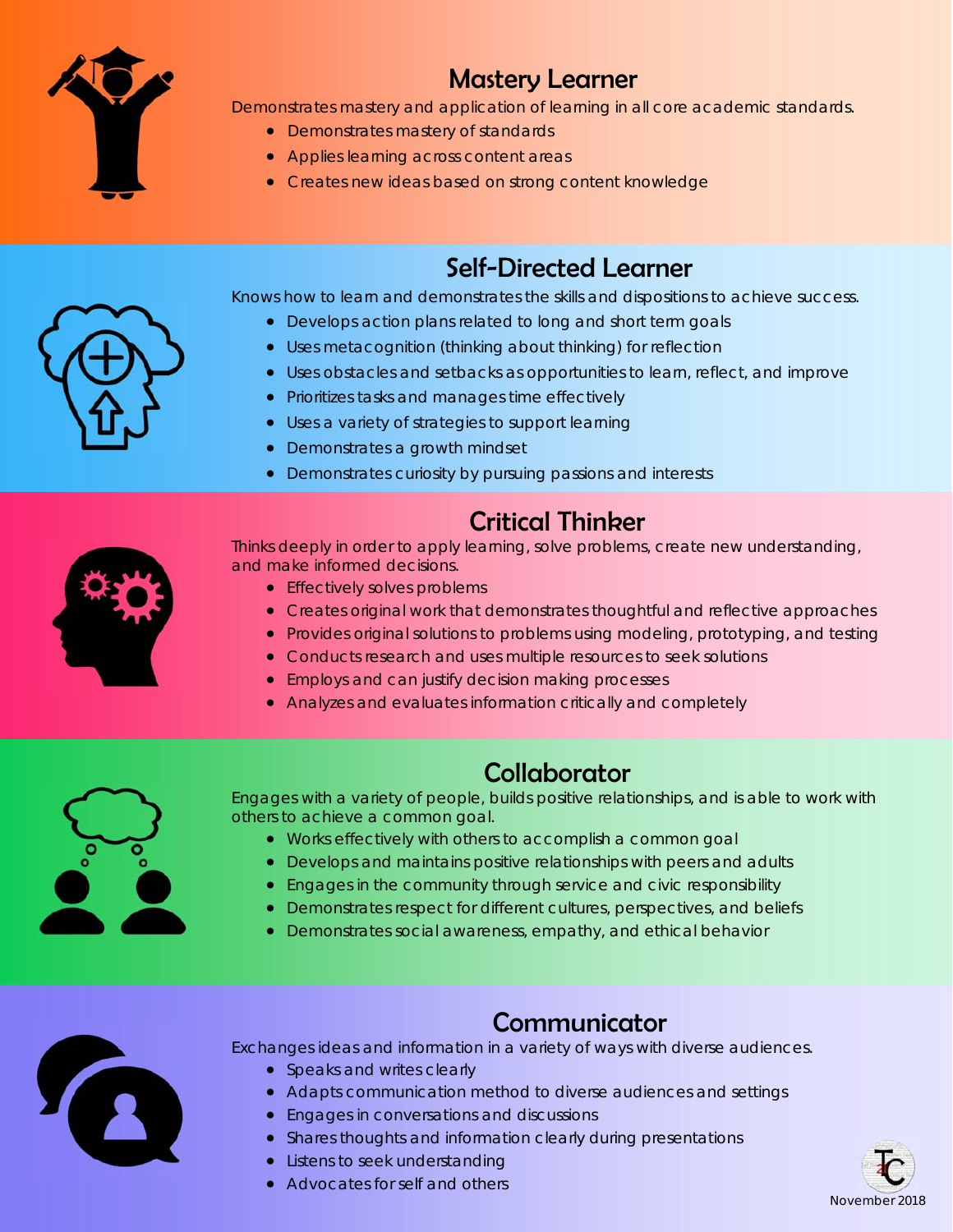## Mastery Learner

Demonstrates mastery and application of learning in all core academic standards.

- Demonstrates mastery of standards
- Applies learning across content areas
- Creates new ideas based on strong content knowledge

## Self-Directed Learner

Knows how to learn and demonstrates the skills and dispositions to achieve success.

- Develops action plans related to long and short term goals
- Uses metacognition (thinking about thinking) for reflection
- Uses obstacles and setbacks as opportunities to learn, reflect, and improve
- Prioritizes tasks and manages time effectively
- Uses a variety of strategies to support learning
- Demonstrates a growth mindset
- Demonstrates curiosity by pursuing passions and interests

## Critical Thinker

Thinks deeply in order to apply learning, solve problems, create new understanding, and make informed decisions.

- Effectively solves problems
- Creates original work that demonstrates thoughtful and reflective approaches
- Provides original solutions to problems using modeling, prototyping, and testing
- Conducts research and uses multiple resources to seek solutions
- Employs and can justify decision making processes
- Analyzes and evaluates information critically and completely

## Collaborator

Engages with a variety of people, builds positive relationships, and is able to work with others to achieve a common goal.

- Works effectively with others to accomplish a common goal
- Develops and maintains positive relationships with peers and adults
- Engages in the community through service and civic responsibility
- Demonstrates respect for different cultures, perspectives, and beliefs
- Demonstrates social awareness, empathy, and ethical behavior

## Communicator

Exchanges ideas and information in a variety of ways with diverse audiences.

- Speaks and writes clearly
- Adapts communication method to diverse audiences and settings
- Engages in conversations and discussions
- Shares thoughts and information clearly during presentations
- Listens to seek understanding
- Advocates for self and others

November 2018